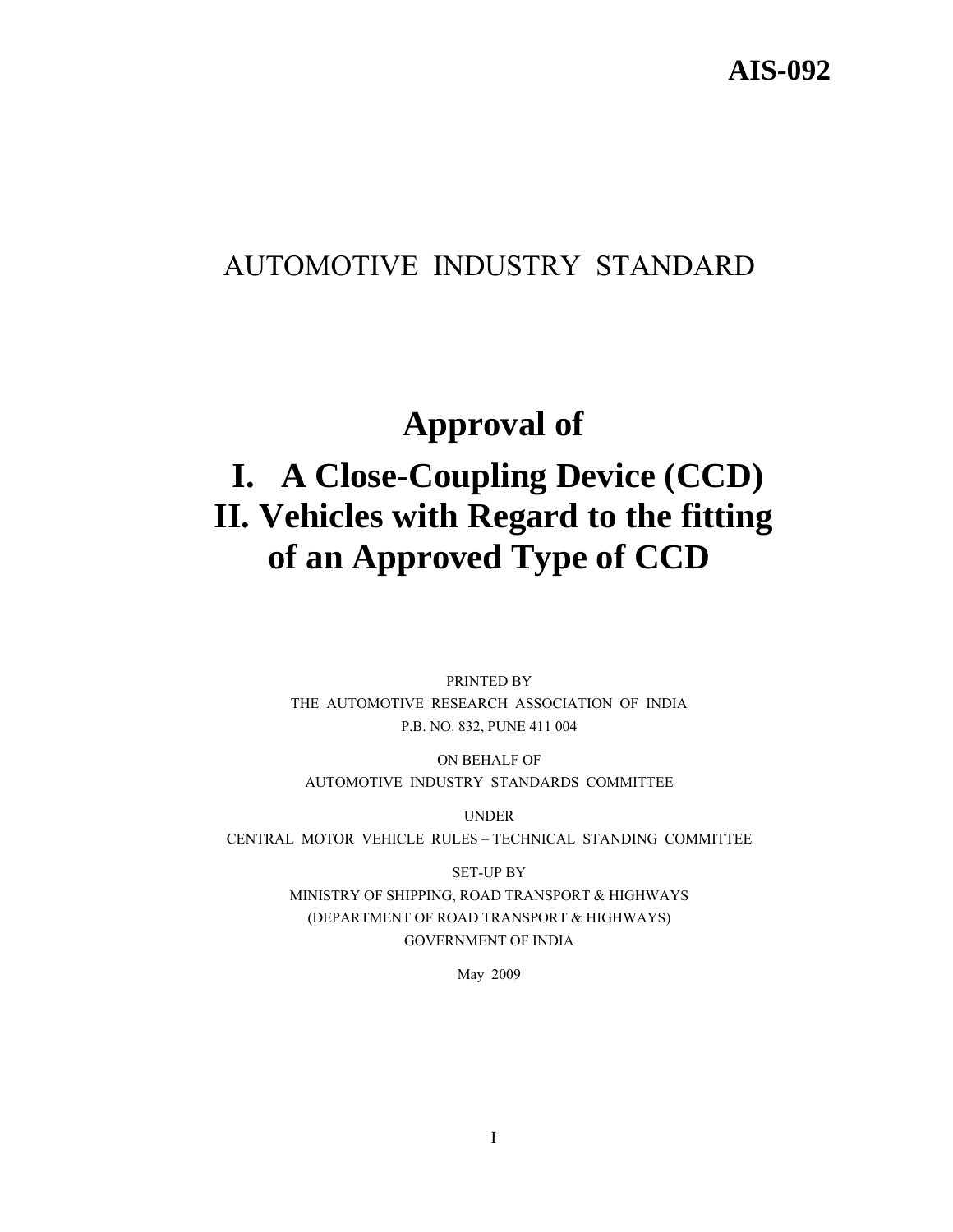**AIS-092**

AUTOMOTIVE INDUSTRY STANDARD

# Approval of

# I. A Close-Coupling Device (CCD)
# II. Vehicles with Regard to the fitting of an Approved Type of CCD

PRINTED BY
THE AUTOMOTIVE RESEARCH ASSOCIATION OF INDIA
P.B. NO. 832, PUNE 411 004

ON BEHALF OF
AUTOMOTIVE INDUSTRY STANDARDS COMMITTEE

UNDER
CENTRAL MOTOR VEHICLE RULES – TECHNICAL STANDING COMMITTEE

SET-UP BY
MINISTRY OF SHIPPING, ROAD TRANSPORT & HIGHWAYS
(DEPARTMENT OF ROAD TRANSPORT & HIGHWAYS)
GOVERNMENT OF INDIA

May 2009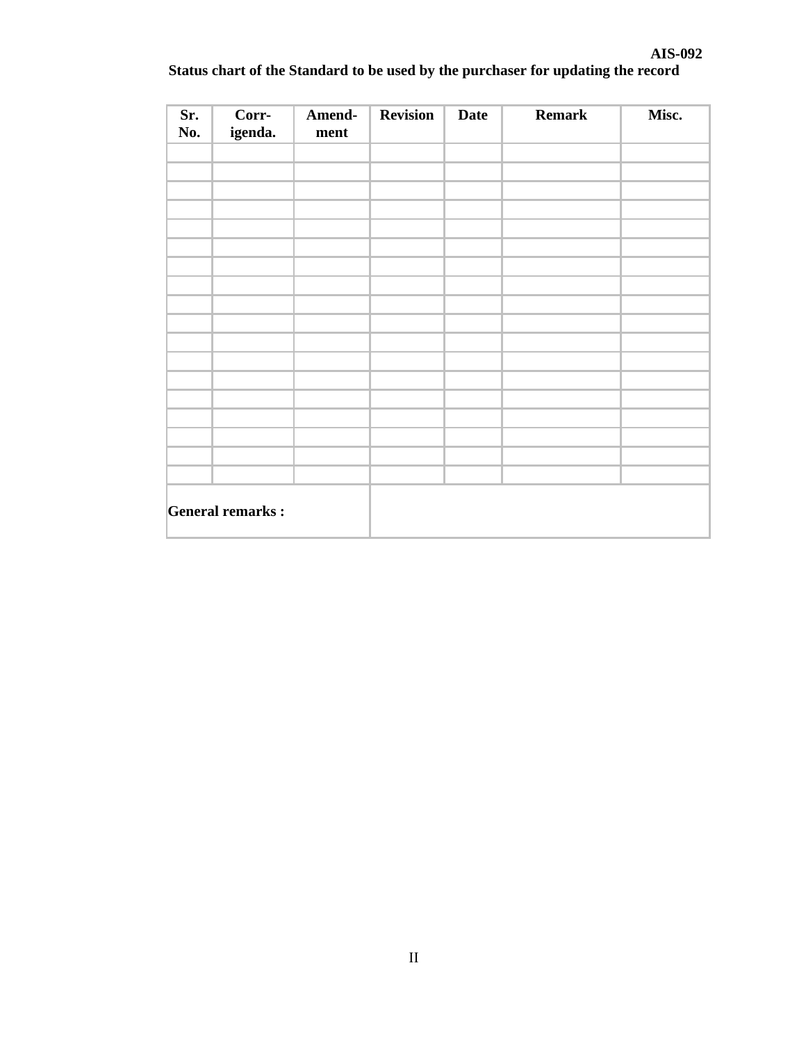**Status chart of the Standard to be used by the purchaser for updating the record**

| Sr. No. | Corr-igenda. | Amend-ment | Revision | Date | Remark | Misc. |
|---|---|---|---|---|---|---|
| | | | | | | |
| | | | | | | |
| | | | | | | |
| | | | | | | |
| | | | | | | |
| | | | | | | |
| | | | | | | |
| | | | | | | |
| | | | | | | |
| | | | | | | |
| | | | | | | |
| | | | | | | |
| | | | | | | |
| | | | | | | |
| | | | | | | |
| | | | | | | |
| | | | | | | |
| | | | | | | |
| **General remarks :** | | | | | | |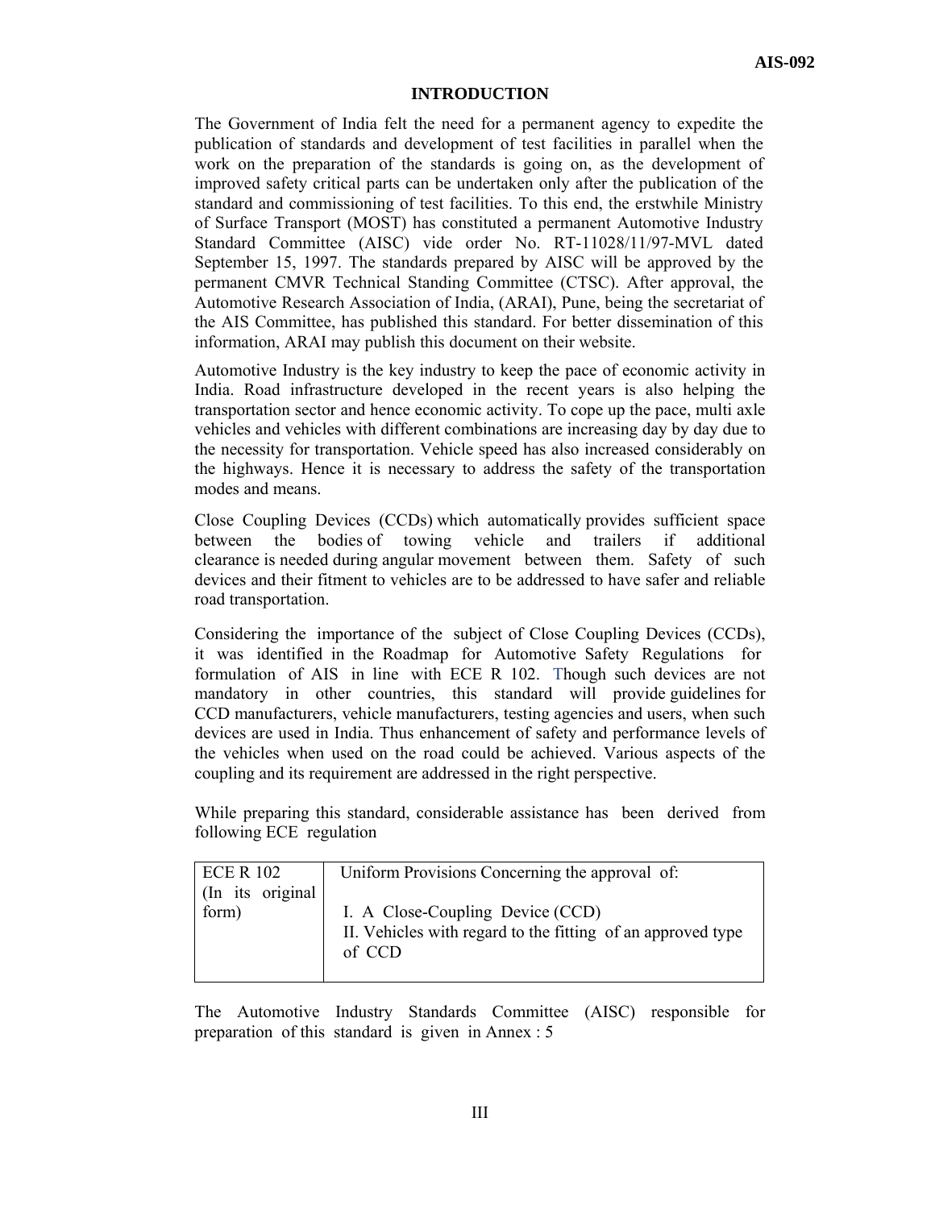# INTRODUCTION

The Government of India felt the need for a permanent agency to expedite the publication of standards and development of test facilities in parallel when the work on the preparation of the standards is going on, as the development of improved safety critical parts can be undertaken only after the publication of the standard and commissioning of test facilities. To this end, the erstwhile Ministry of Surface Transport (MOST) has constituted a permanent Automotive Industry Standard Committee (AISC) vide order No. RT-11028/11/97-MVL dated September 15, 1997. The standards prepared by AISC will be approved by the permanent CMVR Technical Standing Committee (CTSC). After approval, the Automotive Research Association of India, (ARAI), Pune, being the secretariat of the AIS Committee, has published this standard. For better dissemination of this information, ARAI may publish this document on their website.

Automotive Industry is the key industry to keep the pace of economic activity in India. Road infrastructure developed in the recent years is also helping the transportation sector and hence economic activity. To cope up the pace, multi axle vehicles and vehicles with different combinations are increasing day by day due to the necessity for transportation. Vehicle speed has also increased considerably on the highways. Hence it is necessary to address the safety of the transportation modes and means.

Close Coupling Devices (CCDs) which automatically provides sufficient space between the bodies of towing vehicle and trailers if additional clearance is needed during angular movement between them. Safety of such devices and their fitment to vehicles are to be addressed to have safer and reliable road transportation.

Considering the importance of the subject of Close Coupling Devices (CCDs), it was identified in the Roadmap for Automotive Safety Regulations for formulation of AIS in line with ECE R 102. Though such devices are not mandatory in other countries, this standard will provide guidelines for CCD manufacturers, vehicle manufacturers, testing agencies and users, when such devices are used in India. Thus enhancement of safety and performance levels of the vehicles when used on the road could be achieved. Various aspects of the coupling and its requirement are addressed in the right perspective.

While preparing this standard, considerable assistance has been derived from following ECE regulation

| ECE R 102 (In its original form) | Uniform Provisions Concerning the approval of:<br><br>I. A Close-Coupling Device (CCD)<br>II. Vehicles with regard to the fitting of an approved type of CCD |
|---|---|

The Automotive Industry Standards Committee (AISC) responsible for preparation of this standard is given in Annex : 5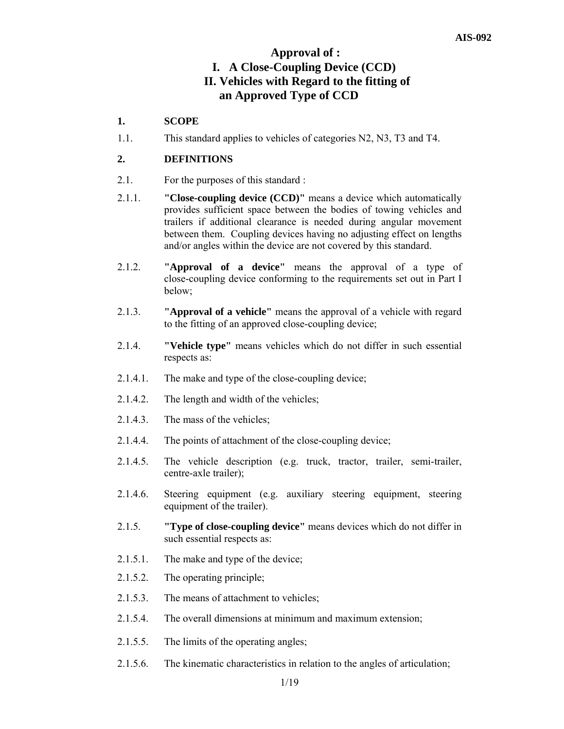# Approval of :
## I. A Close-Coupling Device (CCD)
## II. Vehicles with Regard to the fitting of an Approved Type of CCD

**1. SCOPE**

1.1. This standard applies to vehicles of categories N2, N3, T3 and T4.

**2. DEFINITIONS**

2.1. For the purposes of this standard :

2.1.1. **"Close-coupling device (CCD)"** means a device which automatically provides sufficient space between the bodies of towing vehicles and trailers if additional clearance is needed during angular movement between them. Coupling devices having no adjusting effect on lengths and/or angles within the device are not covered by this standard.

2.1.2. **"Approval of a device"** means the approval of a type of close-coupling device conforming to the requirements set out in Part I below;

2.1.3. **"Approval of a vehicle"** means the approval of a vehicle with regard to the fitting of an approved close-coupling device;

2.1.4. **"Vehicle type"** means vehicles which do not differ in such essential respects as:

2.1.4.1. The make and type of the close-coupling device;

2.1.4.2. The length and width of the vehicles;

2.1.4.3. The mass of the vehicles;

2.1.4.4. The points of attachment of the close-coupling device;

2.1.4.5. The vehicle description (e.g. truck, tractor, trailer, semi-trailer, centre-axle trailer);

2.1.4.6. Steering equipment (e.g. auxiliary steering equipment, steering equipment of the trailer).

2.1.5. **"Type of close-coupling device"** means devices which do not differ in such essential respects as:

2.1.5.1. The make and type of the device;

2.1.5.2. The operating principle;

2.1.5.3. The means of attachment to vehicles;

2.1.5.4. The overall dimensions at minimum and maximum extension;

2.1.5.5. The limits of the operating angles;

2.1.5.6. The kinematic characteristics in relation to the angles of articulation;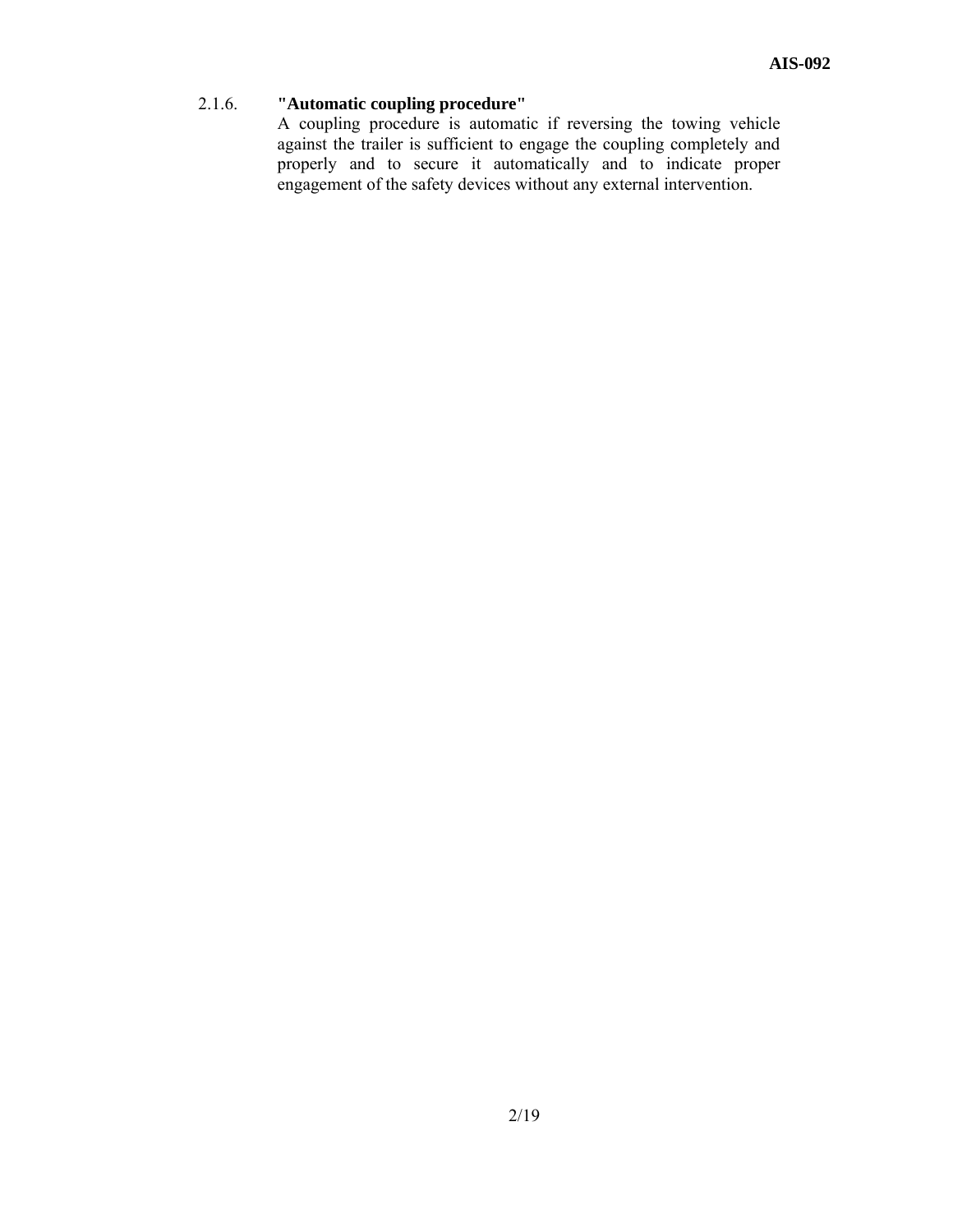2.1.6. **"Automatic coupling procedure"**

A coupling procedure is automatic if reversing the towing vehicle against the trailer is sufficient to engage the coupling completely and properly and to secure it automatically and to indicate proper engagement of the safety devices without any external intervention.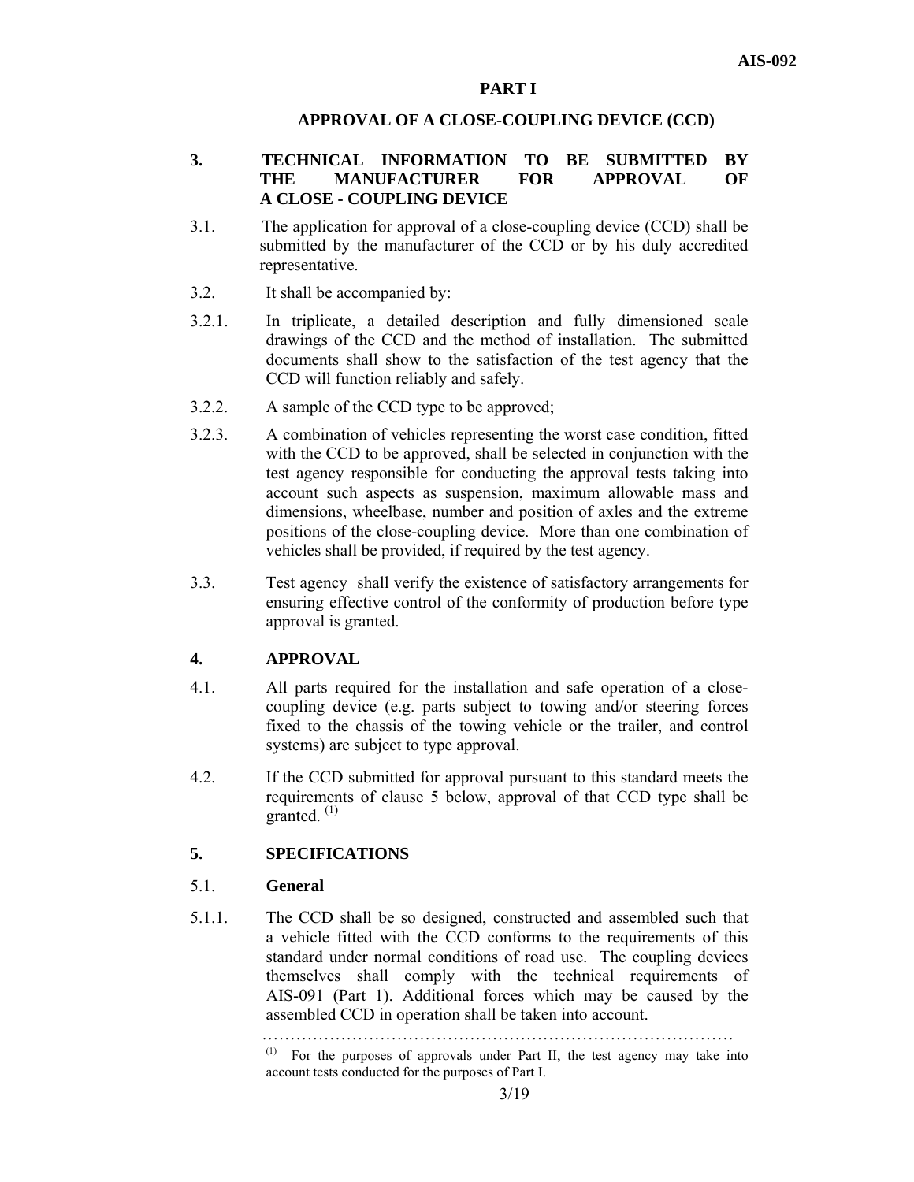# PART I

## APPROVAL OF A CLOSE-COUPLING DEVICE (CCD)

### 3. TECHNICAL INFORMATION TO BE SUBMITTED BY THE MANUFACTURER FOR APPROVAL OF A CLOSE - COUPLING DEVICE

3.1. The application for approval of a close-coupling device (CCD) shall be submitted by the manufacturer of the CCD or by his duly accredited representative.

3.2. It shall be accompanied by:

3.2.1. In triplicate, a detailed description and fully dimensioned scale drawings of the CCD and the method of installation. The submitted documents shall show to the satisfaction of the test agency that the CCD will function reliably and safely.

3.2.2. A sample of the CCD type to be approved;

3.2.3. A combination of vehicles representing the worst case condition, fitted with the CCD to be approved, shall be selected in conjunction with the test agency responsible for conducting the approval tests taking into account such aspects as suspension, maximum allowable mass and dimensions, wheelbase, number and position of axles and the extreme positions of the close-coupling device. More than one combination of vehicles shall be provided, if required by the test agency.

3.3. Test agency shall verify the existence of satisfactory arrangements for ensuring effective control of the conformity of production before type approval is granted.

### 4. APPROVAL

4.1. All parts required for the installation and safe operation of a close-coupling device (e.g. parts subject to towing and/or steering forces fixed to the chassis of the towing vehicle or the trailer, and control systems) are subject to type approval.

4.2. If the CCD submitted for approval pursuant to this standard meets the requirements of clause 5 below, approval of that CCD type shall be granted. (1)

### 5. SPECIFICATIONS

5.1. **General**

5.1.1. The CCD shall be so designed, constructed and assembled such that a vehicle fitted with the CCD conforms to the requirements of this standard under normal conditions of road use. The coupling devices themselves shall comply with the technical requirements of AIS-091 (Part 1). Additional forces which may be caused by the assembled CCD in operation shall be taken into account.

---

(1) For the purposes of approvals under Part II, the test agency may take into account tests conducted for the purposes of Part I.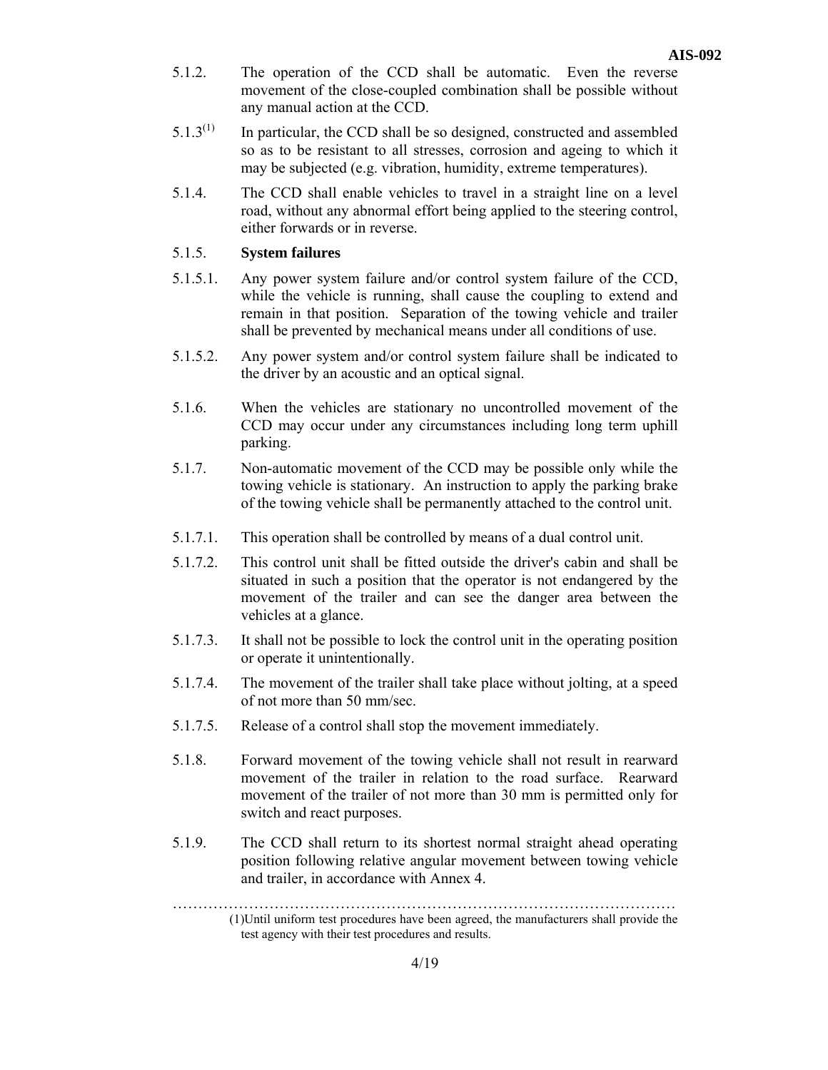5.1.2. The operation of the CCD shall be automatic. Even the reverse movement of the close-coupled combination shall be possible without any manual action at the CCD.

5.1.3[(1)] In particular, the CCD shall be so designed, constructed and assembled so as to be resistant to all stresses, corrosion and ageing to which it may be subjected (e.g. vibration, humidity, extreme temperatures).

5.1.4. The CCD shall enable vehicles to travel in a straight line on a level road, without any abnormal effort being applied to the steering control, either forwards or in reverse.

5.1.5. **System failures**

5.1.5.1. Any power system failure and/or control system failure of the CCD, while the vehicle is running, shall cause the coupling to extend and remain in that position. Separation of the towing vehicle and trailer shall be prevented by mechanical means under all conditions of use.

5.1.5.2. Any power system and/or control system failure shall be indicated to the driver by an acoustic and an optical signal.

5.1.6. When the vehicles are stationary no uncontrolled movement of the CCD may occur under any circumstances including long term uphill parking.

5.1.7. Non-automatic movement of the CCD may be possible only while the towing vehicle is stationary. An instruction to apply the parking brake of the towing vehicle shall be permanently attached to the control unit.

5.1.7.1. This operation shall be controlled by means of a dual control unit.

5.1.7.2. This control unit shall be fitted outside the driver's cabin and shall be situated in such a position that the operator is not endangered by the movement of the trailer and can see the danger area between the vehicles at a glance.

5.1.7.3. It shall not be possible to lock the control unit in the operating position or operate it unintentionally.

5.1.7.4. The movement of the trailer shall take place without jolting, at a speed of not more than 50 mm/sec.

5.1.7.5. Release of a control shall stop the movement immediately.

5.1.8. Forward movement of the towing vehicle shall not result in rearward movement of the trailer in relation to the road surface. Rearward movement of the trailer of not more than 30 mm is permitted only for switch and react purposes.

5.1.9. The CCD shall return to its shortest normal straight ahead operating position following relative angular movement between towing vehicle and trailer, in accordance with Annex 4.

(1)Until uniform test procedures have been agreed, the manufacturers shall provide the test agency with their test procedures and results.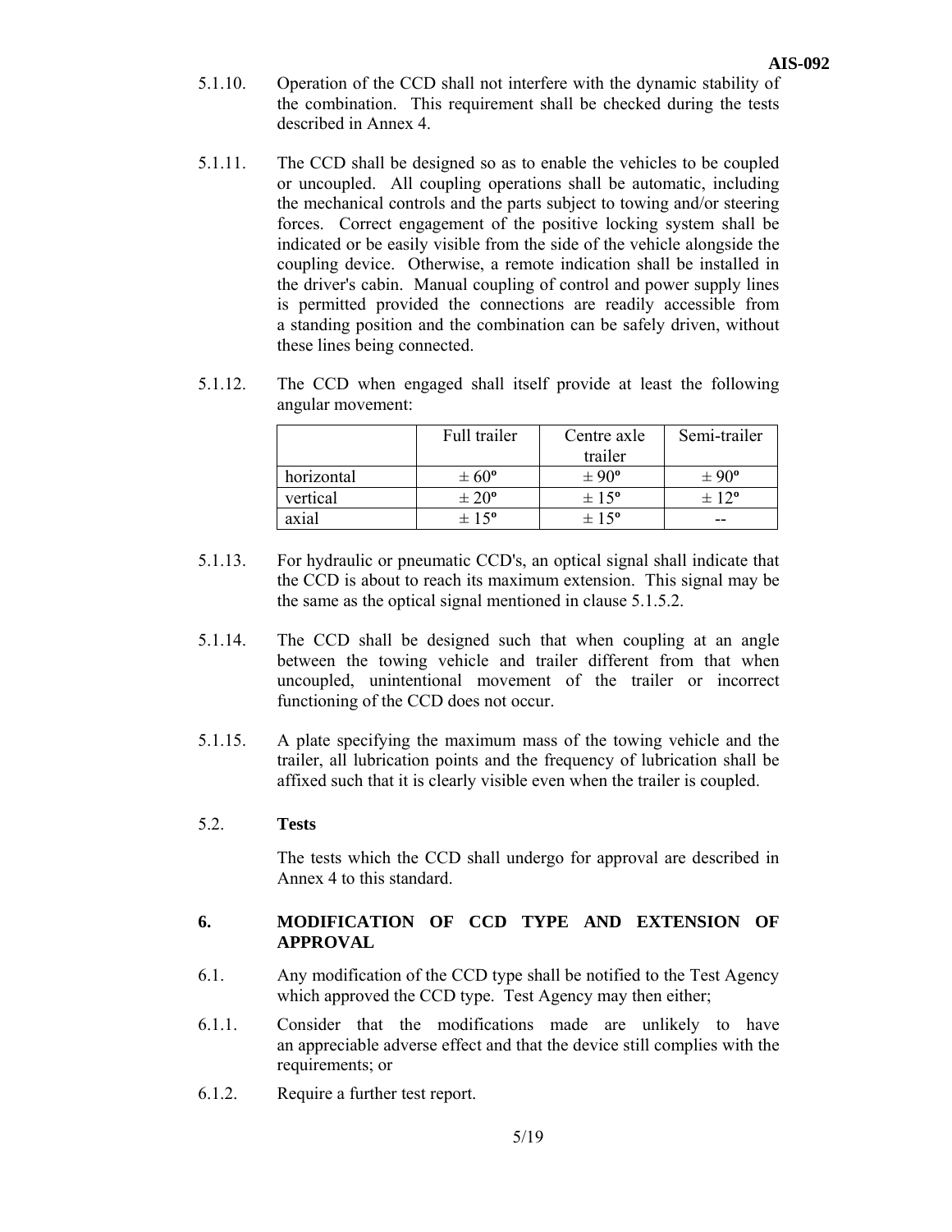5.1.10. Operation of the CCD shall not interfere with the dynamic stability of the combination. This requirement shall be checked during the tests described in Annex 4.

5.1.11. The CCD shall be designed so as to enable the vehicles to be coupled or uncoupled. All coupling operations shall be automatic, including the mechanical controls and the parts subject to towing and/or steering forces. Correct engagement of the positive locking system shall be indicated or be easily visible from the side of the vehicle alongside the coupling device. Otherwise, a remote indication shall be installed in the driver's cabin. Manual coupling of control and power supply lines is permitted provided the connections are readily accessible from a standing position and the combination can be safely driven, without these lines being connected.

5.1.12. The CCD when engaged shall itself provide at least the following angular movement:

| | Full trailer | Centre axle trailer | Semi-trailer |
|---|---|---|---|
| horizontal | ± 60º | ± 90º | ± 90º |
| vertical | ± 20º | ± 15º | ± 12º |
| axial | ± 15º | ± 15º | -- |

5.1.13. For hydraulic or pneumatic CCD's, an optical signal shall indicate that the CCD is about to reach its maximum extension. This signal may be the same as the optical signal mentioned in clause 5.1.5.2.

5.1.14. The CCD shall be designed such that when coupling at an angle between the towing vehicle and trailer different from that when uncoupled, unintentional movement of the trailer or incorrect functioning of the CCD does not occur.

5.1.15. A plate specifying the maximum mass of the towing vehicle and the trailer, all lubrication points and the frequency of lubrication shall be affixed such that it is clearly visible even when the trailer is coupled.

5.2. **Tests**

The tests which the CCD shall undergo for approval are described in Annex 4 to this standard.

## 6. MODIFICATION OF CCD TYPE AND EXTENSION OF APPROVAL

6.1. Any modification of the CCD type shall be notified to the Test Agency which approved the CCD type. Test Agency may then either;

6.1.1. Consider that the modifications made are unlikely to have an appreciable adverse effect and that the device still complies with the requirements; or

6.1.2. Require a further test report.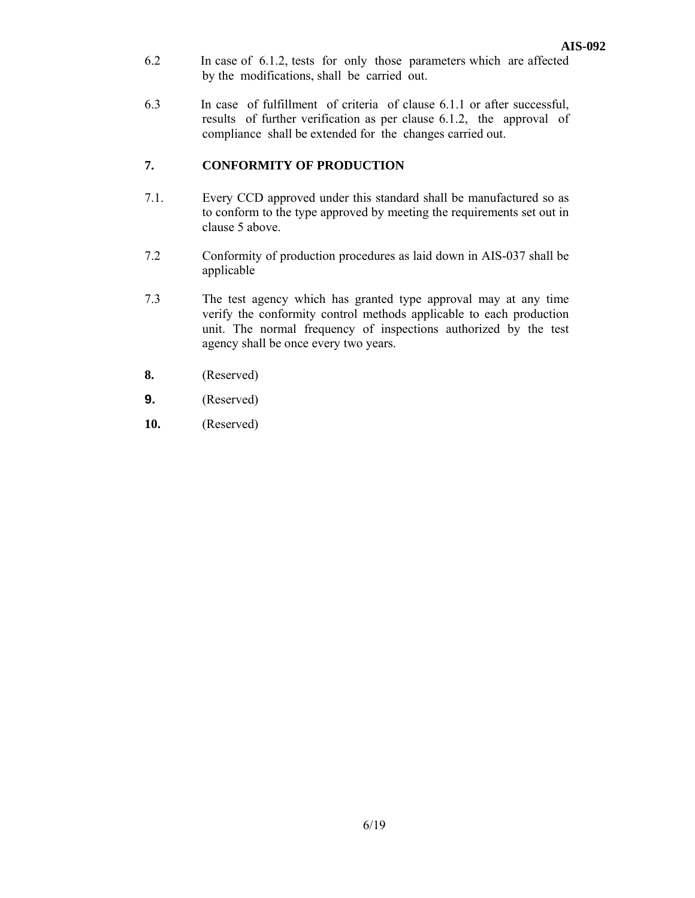6.2 In case of 6.1.2, tests for only those parameters which are affected by the modifications, shall be carried out.

6.3 In case of fulfillment of criteria of clause 6.1.1 or after successful, results of further verification as per clause 6.1.2, the approval of compliance shall be extended for the changes carried out.

## 7. CONFORMITY OF PRODUCTION

7.1. Every CCD approved under this standard shall be manufactured so as to conform to the type approved by meeting the requirements set out in clause 5 above.

7.2 Conformity of production procedures as laid down in AIS-037 shall be applicable

7.3 The test agency which has granted type approval may at any time verify the conformity control methods applicable to each production unit. The normal frequency of inspections authorized by the test agency shall be once every two years.

**8.** (Reserved)

**9.** (Reserved)

**10.** (Reserved)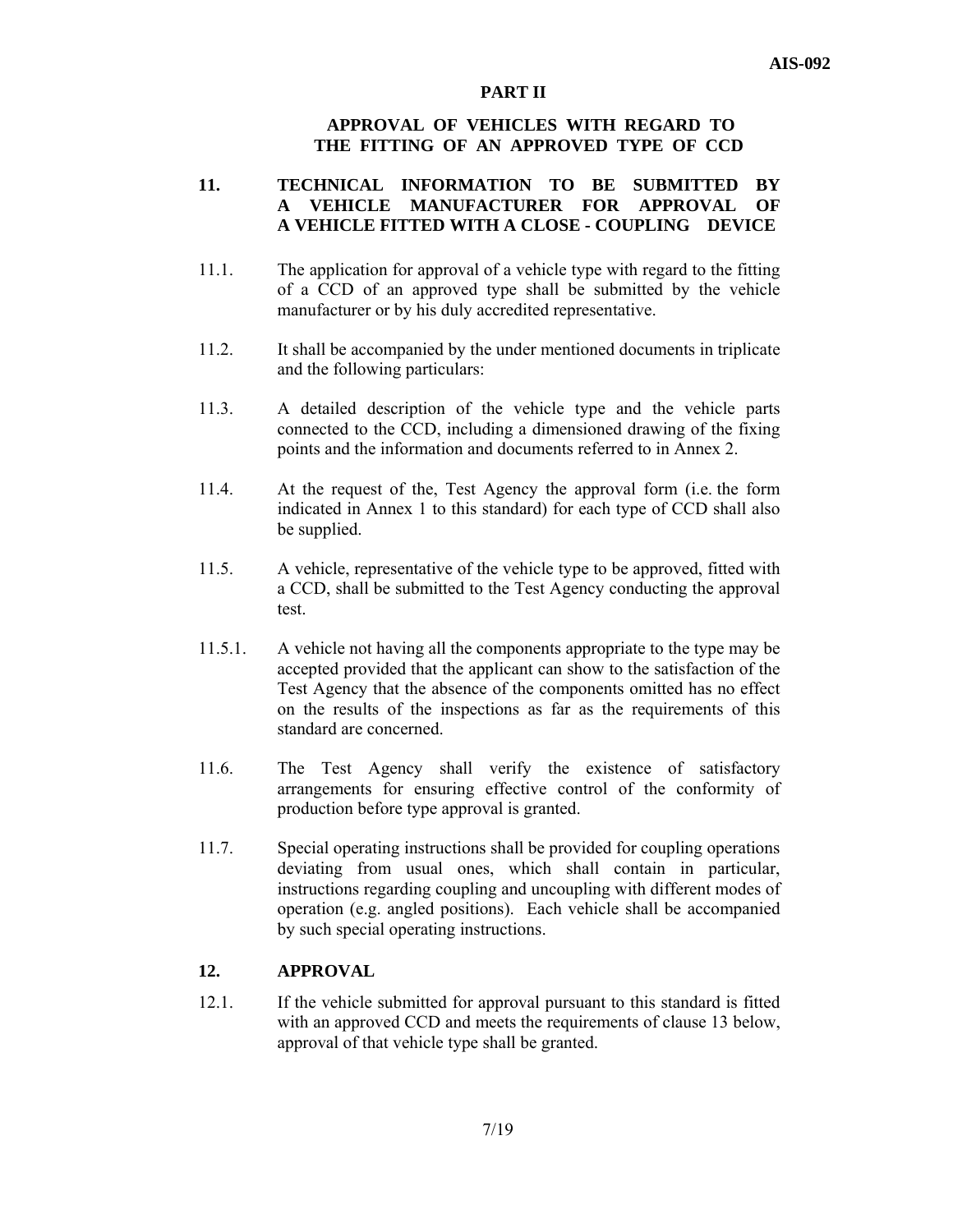## PART II

## APPROVAL OF VEHICLES WITH REGARD TO THE FITTING OF AN APPROVED TYPE OF CCD

### 11. TECHNICAL INFORMATION TO BE SUBMITTED BY A VEHICLE MANUFACTURER FOR APPROVAL OF A VEHICLE FITTED WITH A CLOSE - COUPLING DEVICE

11.1. The application for approval of a vehicle type with regard to the fitting of a CCD of an approved type shall be submitted by the vehicle manufacturer or by his duly accredited representative.

11.2. It shall be accompanied by the under mentioned documents in triplicate and the following particulars:

11.3. A detailed description of the vehicle type and the vehicle parts connected to the CCD, including a dimensioned drawing of the fixing points and the information and documents referred to in Annex 2.

11.4. At the request of the, Test Agency the approval form (i.e. the form indicated in Annex 1 to this standard) for each type of CCD shall also be supplied.

11.5. A vehicle, representative of the vehicle type to be approved, fitted with a CCD, shall be submitted to the Test Agency conducting the approval test.

11.5.1. A vehicle not having all the components appropriate to the type may be accepted provided that the applicant can show to the satisfaction of the Test Agency that the absence of the components omitted has no effect on the results of the inspections as far as the requirements of this standard are concerned.

11.6. The Test Agency shall verify the existence of satisfactory arrangements for ensuring effective control of the conformity of production before type approval is granted.

11.7. Special operating instructions shall be provided for coupling operations deviating from usual ones, which shall contain in particular, instructions regarding coupling and uncoupling with different modes of operation (e.g. angled positions). Each vehicle shall be accompanied by such special operating instructions.

### 12. APPROVAL

12.1. If the vehicle submitted for approval pursuant to this standard is fitted with an approved CCD and meets the requirements of clause 13 below, approval of that vehicle type shall be granted.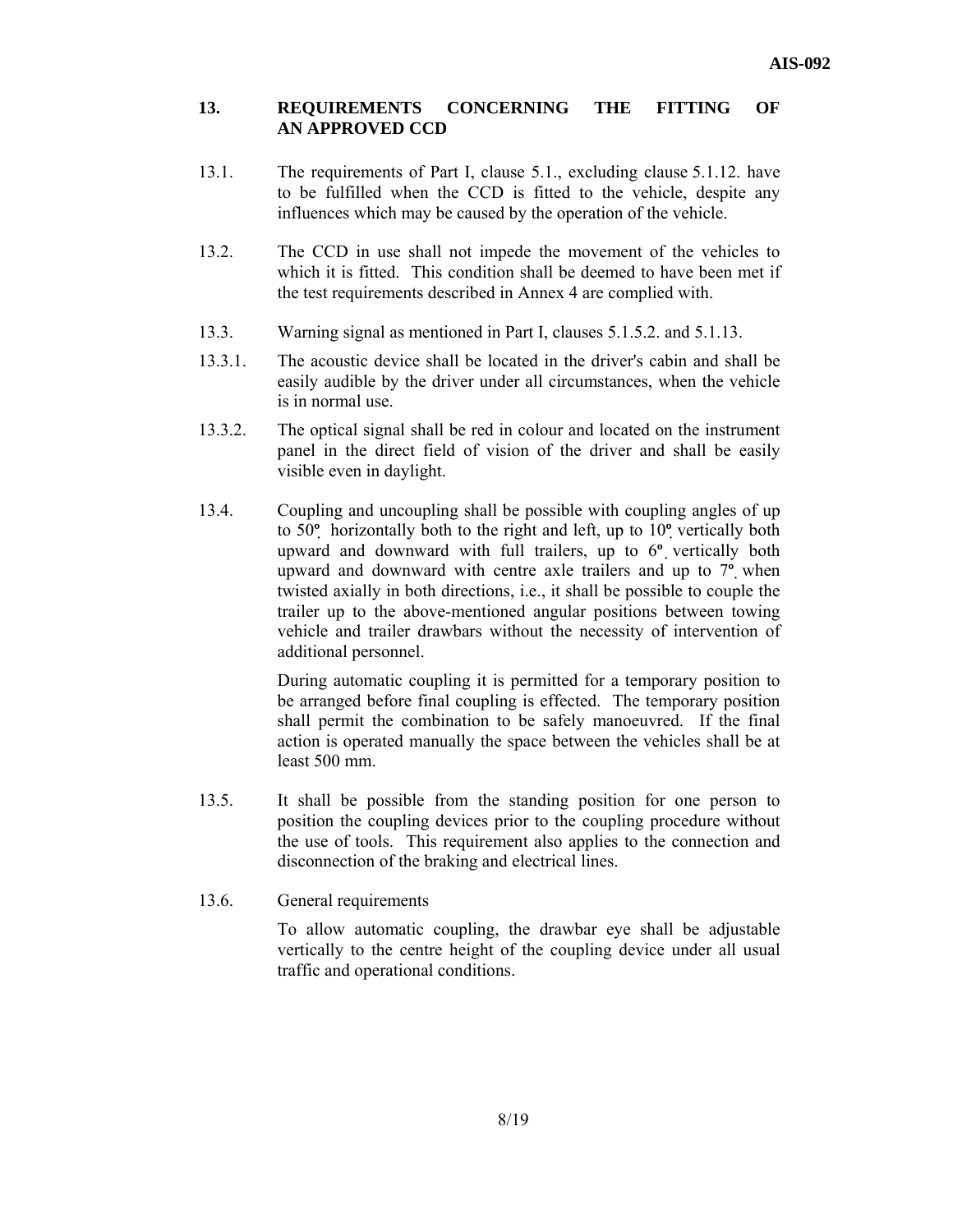## 13. REQUIREMENTS CONCERNING THE FITTING OF AN APPROVED CCD

13.1. The requirements of Part I, clause 5.1., excluding clause 5.1.12. have to be fulfilled when the CCD is fitted to the vehicle, despite any influences which may be caused by the operation of the vehicle.

13.2. The CCD in use shall not impede the movement of the vehicles to which it is fitted. This condition shall be deemed to have been met if the test requirements described in Annex 4 are complied with.

13.3. Warning signal as mentioned in Part I, clauses 5.1.5.2. and 5.1.13.

13.3.1. The acoustic device shall be located in the driver's cabin and shall be easily audible by the driver under all circumstances, when the vehicle is in normal use.

13.3.2. The optical signal shall be red in colour and located on the instrument panel in the direct field of vision of the driver and shall be easily visible even in daylight.

13.4. Coupling and uncoupling shall be possible with coupling angles of up to 50º horizontally both to the right and left, up to 10º vertically both upward and downward with full trailers, up to 6º vertically both upward and downward with centre axle trailers and up to 7º when twisted axially in both directions, i.e., it shall be possible to couple the trailer up to the above-mentioned angular positions between towing vehicle and trailer drawbars without the necessity of intervention of additional personnel.

During automatic coupling it is permitted for a temporary position to be arranged before final coupling is effected. The temporary position shall permit the combination to be safely manoeuvred. If the final action is operated manually the space between the vehicles shall be at least 500 mm.

13.5. It shall be possible from the standing position for one person to position the coupling devices prior to the coupling procedure without the use of tools. This requirement also applies to the connection and disconnection of the braking and electrical lines.

13.6. General requirements

To allow automatic coupling, the drawbar eye shall be adjustable vertically to the centre height of the coupling device under all usual traffic and operational conditions.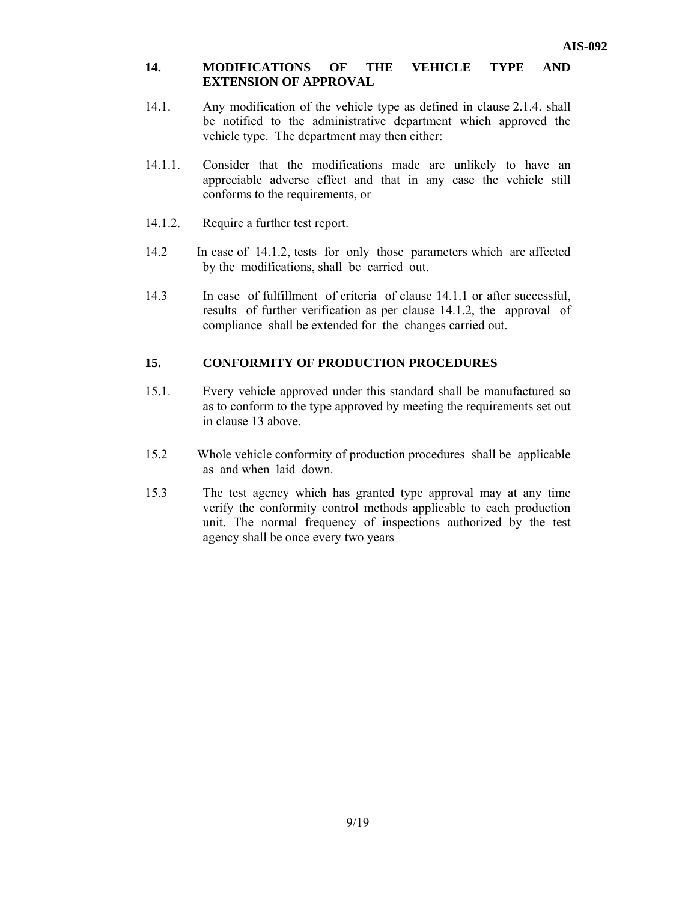## 14. MODIFICATIONS OF THE VEHICLE TYPE AND EXTENSION OF APPROVAL

14.1. Any modification of the vehicle type as defined in clause 2.1.4. shall be notified to the administrative department which approved the vehicle type. The department may then either:

14.1.1. Consider that the modifications made are unlikely to have an appreciable adverse effect and that in any case the vehicle still conforms to the requirements, or

14.1.2. Require a further test report.

14.2 In case of 14.1.2, tests for only those parameters which are affected by the modifications, shall be carried out.

14.3 In case of fulfillment of criteria of clause 14.1.1 or after successful, results of further verification as per clause 14.1.2, the approval of compliance shall be extended for the changes carried out.

## 15. CONFORMITY OF PRODUCTION PROCEDURES

15.1. Every vehicle approved under this standard shall be manufactured so as to conform to the type approved by meeting the requirements set out in clause 13 above.

15.2 Whole vehicle conformity of production procedures shall be applicable as and when laid down.

15.3 The test agency which has granted type approval may at any time verify the conformity control methods applicable to each production unit. The normal frequency of inspections authorized by the test agency shall be once every two years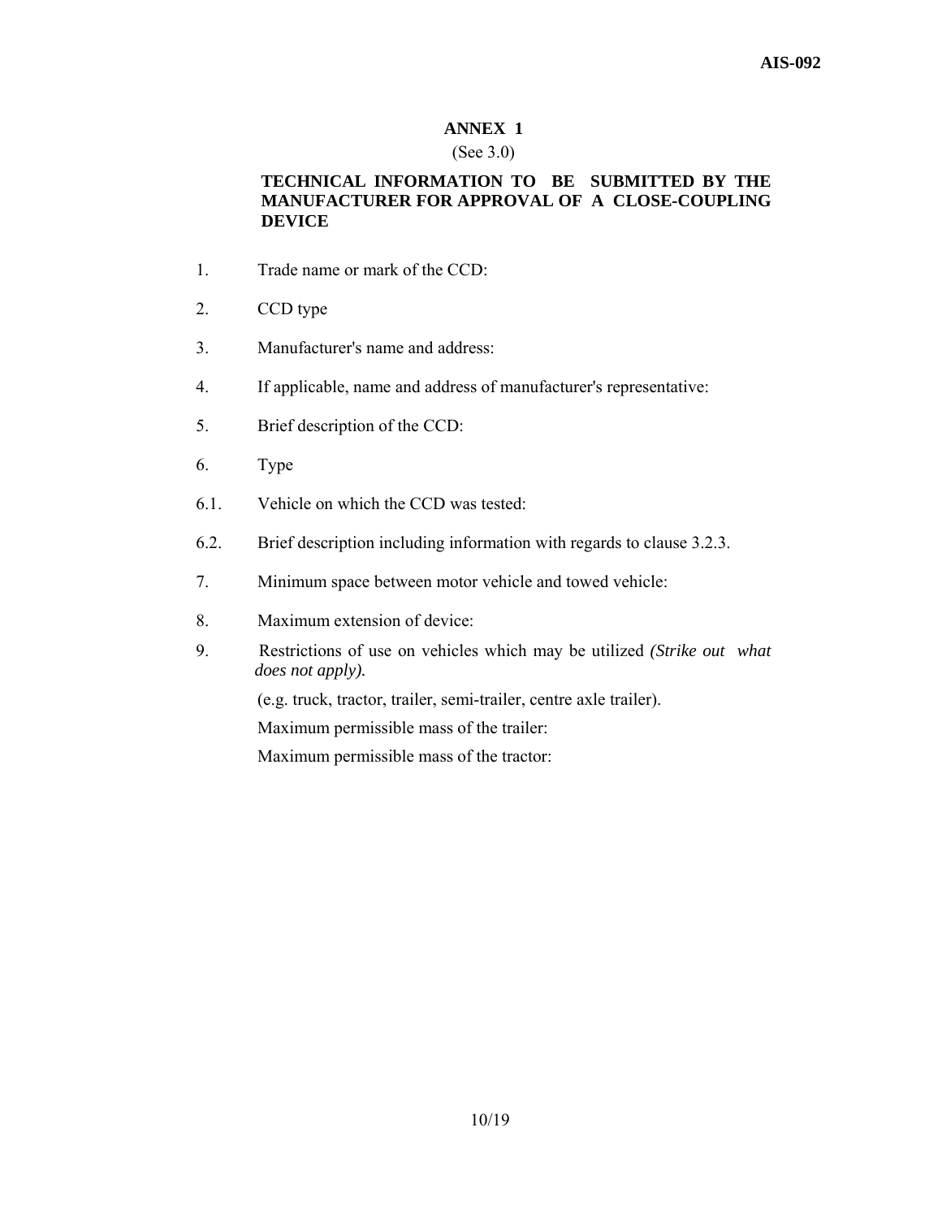## ANNEX 1

(See 3.0)

### TECHNICAL INFORMATION TO BE SUBMITTED BY THE MANUFACTURER FOR APPROVAL OF A CLOSE-COUPLING DEVICE

1. Trade name or mark of the CCD:

2. CCD type

3. Manufacturer's name and address:

4. If applicable, name and address of manufacturer's representative:

5. Brief description of the CCD:

6. Type

6.1. Vehicle on which the CCD was tested:

6.2. Brief description including information with regards to clause 3.2.3.

7. Minimum space between motor vehicle and towed vehicle:

8. Maximum extension of device:

9. Restrictions of use on vehicles which may be utilized *(Strike out what does not apply).*

   (e.g. truck, tractor, trailer, semi-trailer, centre axle trailer).

   Maximum permissible mass of the trailer:

   Maximum permissible mass of the tractor: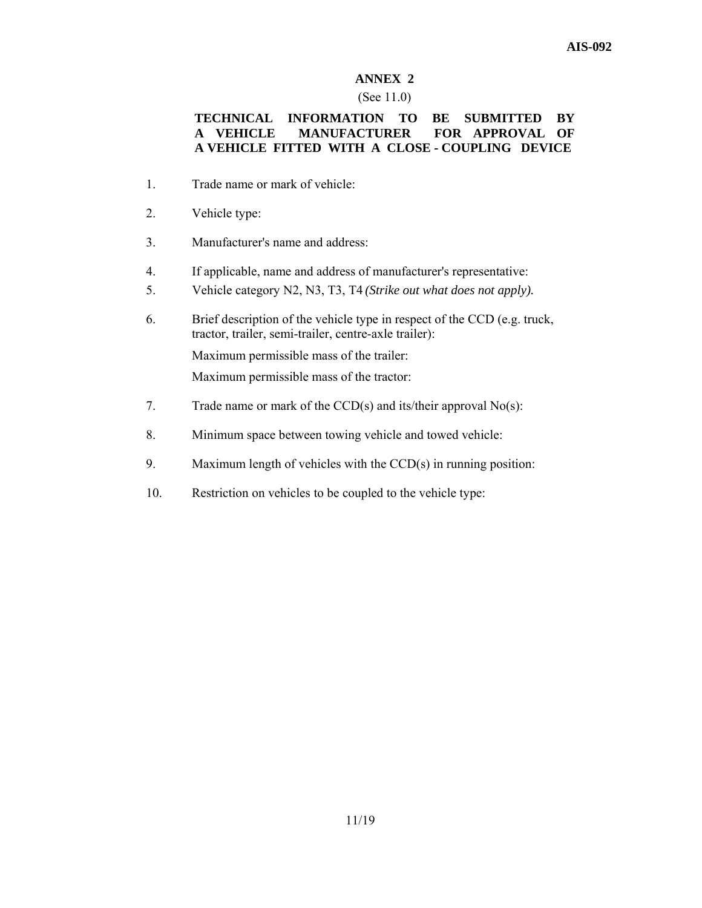## ANNEX 2

(See 11.0)

### TECHNICAL INFORMATION TO BE SUBMITTED BY A VEHICLE MANUFACTURER FOR APPROVAL OF A VEHICLE FITTED WITH A CLOSE - COUPLING DEVICE

1. Trade name or mark of vehicle:

2. Vehicle type:

3. Manufacturer's name and address:

4. If applicable, name and address of manufacturer's representative:

5. Vehicle category N2, N3, T3, T4 *(Strike out what does not apply).*

6. Brief description of the vehicle type in respect of the CCD (e.g. truck, tractor, trailer, semi-trailer, centre-axle trailer):

   Maximum permissible mass of the trailer:

   Maximum permissible mass of the tractor:

7. Trade name or mark of the CCD(s) and its/their approval No(s):

8. Minimum space between towing vehicle and towed vehicle:

9. Maximum length of vehicles with the CCD(s) in running position:

10. Restriction on vehicles to be coupled to the vehicle type: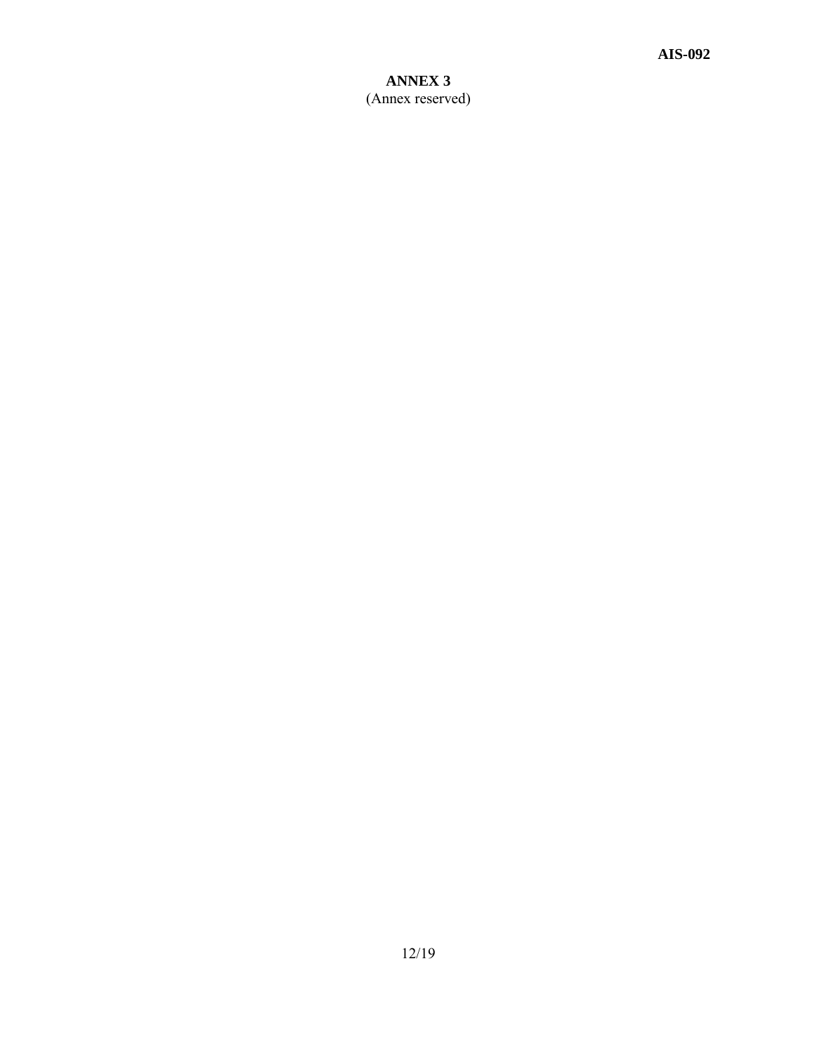# ANNEX 3

(Annex reserved)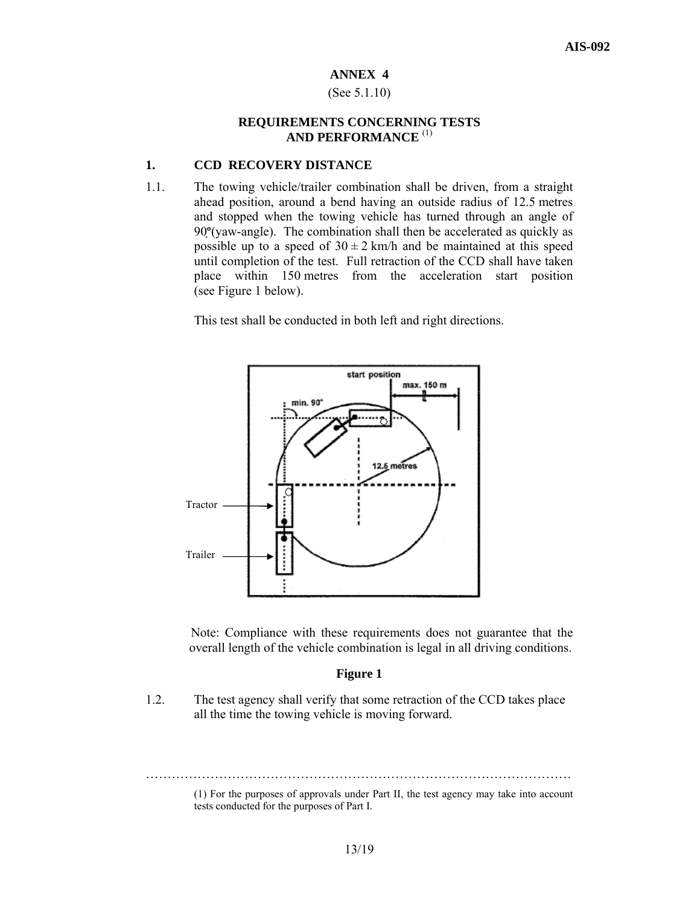# ANNEX 4

(See 5.1.10)

## REQUIREMENTS CONCERNING TESTS AND PERFORMANCE [1]

### 1. CCD RECOVERY DISTANCE

1.1. The towing vehicle/trailer combination shall be driven, from a straight ahead position, around a bend having an outside radius of 12.5 metres and stopped when the towing vehicle has turned through an angle of 90º(yaw-angle). The combination shall then be accelerated as quickly as possible up to a speed of 30 ± 2 km/h and be maintained at this speed until completion of the test. Full retraction of the CCD shall have taken place within 150 metres from the acceleration start position (see Figure 1 below).

This test shall be conducted in both left and right directions.

Note: Compliance with these requirements does not guarantee that the overall length of the vehicle combination is legal in all driving conditions.

**Figure 1**

1.2. The test agency shall verify that some retraction of the CCD takes place all the time the towing vehicle is moving forward.

---

(1) For the purposes of approvals under Part II, the test agency may take into account tests conducted for the purposes of Part I.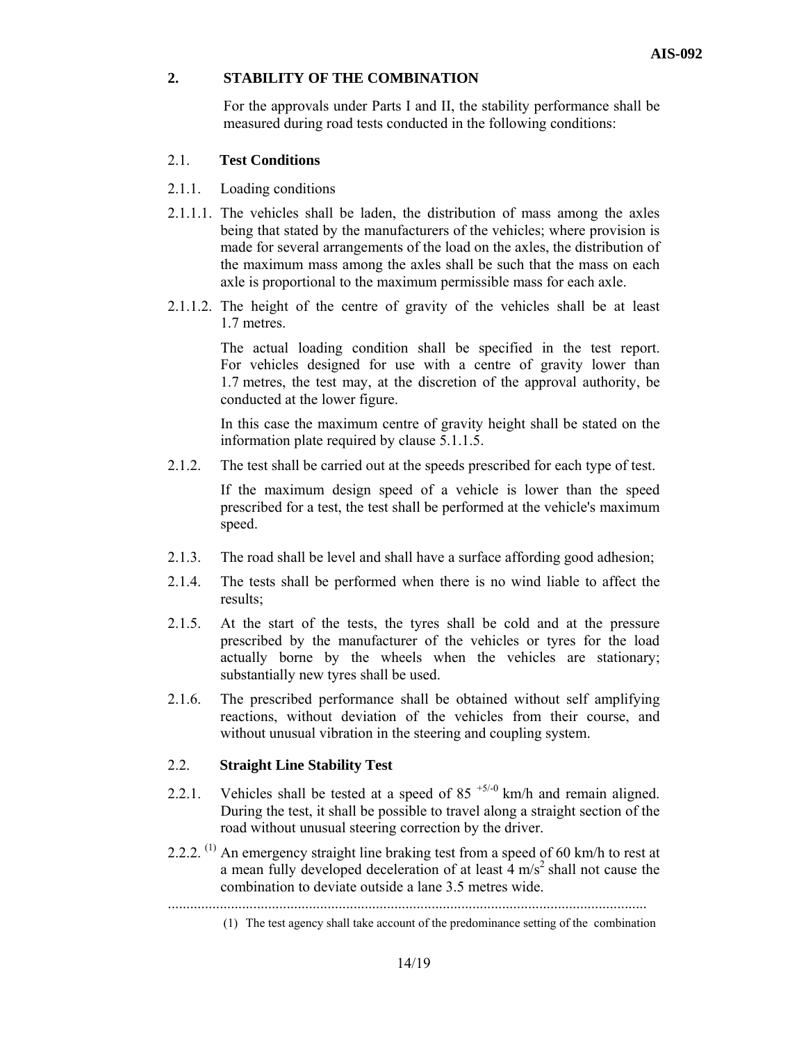## 2. STABILITY OF THE COMBINATION

For the approvals under Parts I and II, the stability performance shall be measured during road tests conducted in the following conditions:

### 2.1. Test Conditions

2.1.1. Loading conditions

2.1.1.1. The vehicles shall be laden, the distribution of mass among the axles being that stated by the manufacturers of the vehicles; where provision is made for several arrangements of the load on the axles, the distribution of the maximum mass among the axles shall be such that the mass on each axle is proportional to the maximum permissible mass for each axle.

2.1.1.2. The height of the centre of gravity of the vehicles shall be at least 1.7 metres.

The actual loading condition shall be specified in the test report. For vehicles designed for use with a centre of gravity lower than 1.7 metres, the test may, at the discretion of the approval authority, be conducted at the lower figure.

In this case the maximum centre of gravity height shall be stated on the information plate required by clause 5.1.1.5.

2.1.2. The test shall be carried out at the speeds prescribed for each type of test.

If the maximum design speed of a vehicle is lower than the speed prescribed for a test, the test shall be performed at the vehicle's maximum speed.

2.1.3. The road shall be level and shall have a surface affording good adhesion;

2.1.4. The tests shall be performed when there is no wind liable to affect the results;

2.1.5. At the start of the tests, the tyres shall be cold and at the pressure prescribed by the manufacturer of the vehicles or tyres for the load actually borne by the wheels when the vehicles are stationary; substantially new tyres shall be used.

2.1.6. The prescribed performance shall be obtained without self amplifying reactions, without deviation of the vehicles from their course, and without unusual vibration in the steering and coupling system.

### 2.2. Straight Line Stability Test

2.2.1. Vehicles shall be tested at a speed of $85^{+5/-0}$ km/h and remain aligned. During the test, it shall be possible to travel along a straight section of the road without unusual steering correction by the driver.

2.2.2. [(1)] An emergency straight line braking test from a speed of 60 km/h to rest at a mean fully developed deceleration of at least 4 $m/s^2$ shall not cause the combination to deviate outside a lane 3.5 metres wide.

(1) The test agency shall take account of the predominance setting of the combination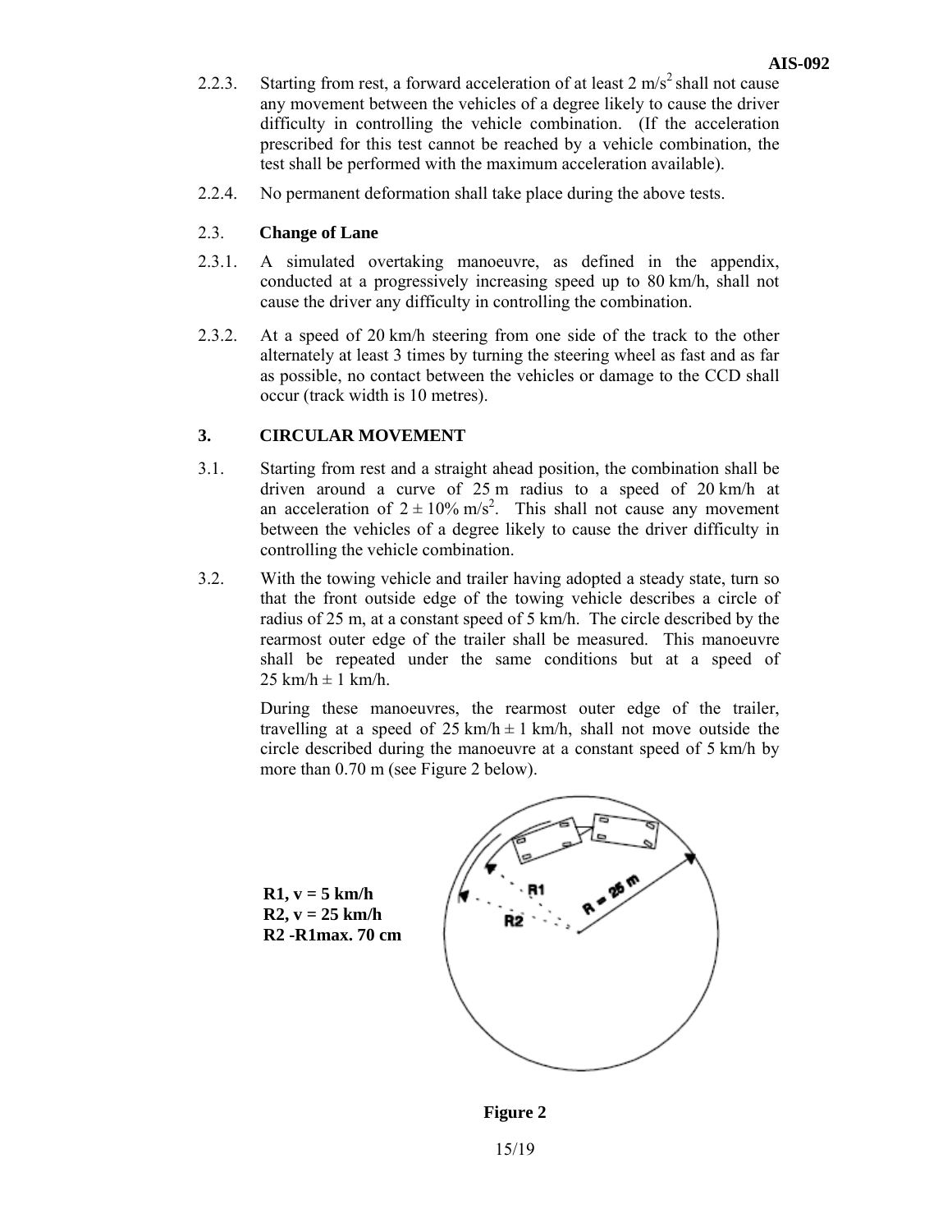2.2.3. Starting from rest, a forward acceleration of at least 2 $m/s^2$ shall not cause any movement between the vehicles of a degree likely to cause the driver difficulty in controlling the vehicle combination. (If the acceleration prescribed for this test cannot be reached by a vehicle combination, the test shall be performed with the maximum acceleration available).

2.2.4. No permanent deformation shall take place during the above tests.

2.3. **Change of Lane**

2.3.1. A simulated overtaking manoeuvre, as defined in the appendix, conducted at a progressively increasing speed up to 80 km/h, shall not cause the driver any difficulty in controlling the combination.

2.3.2. At a speed of 20 km/h steering from one side of the track to the other alternately at least 3 times by turning the steering wheel as fast and as far as possible, no contact between the vehicles or damage to the CCD shall occur (track width is 10 metres).

**3. CIRCULAR MOVEMENT**

3.1. Starting from rest and a straight ahead position, the combination shall be driven around a curve of 25 m radius to a speed of 20 km/h at an acceleration of $2 \pm 10\%$ $m/s^2$. This shall not cause any movement between the vehicles of a degree likely to cause the driver difficulty in controlling the vehicle combination.

3.2. With the towing vehicle and trailer having adopted a steady state, turn so that the front outside edge of the towing vehicle describes a circle of radius of 25 m, at a constant speed of 5 km/h. The circle described by the rearmost outer edge of the trailer shall be measured. This manoeuvre shall be repeated under the same conditions but at a speed of 25 km/h ± 1 km/h.

During these manoeuvres, the rearmost outer edge of the trailer, travelling at a speed of 25 km/h ± 1 km/h, shall not move outside the circle described during the manoeuvre at a constant speed of 5 km/h by more than 0.70 m (see Figure 2 below).

**R1, v = 5 km/h**
**R2, v = 25 km/h**
**R2 -R1max. 70 cm**

**Figure 2**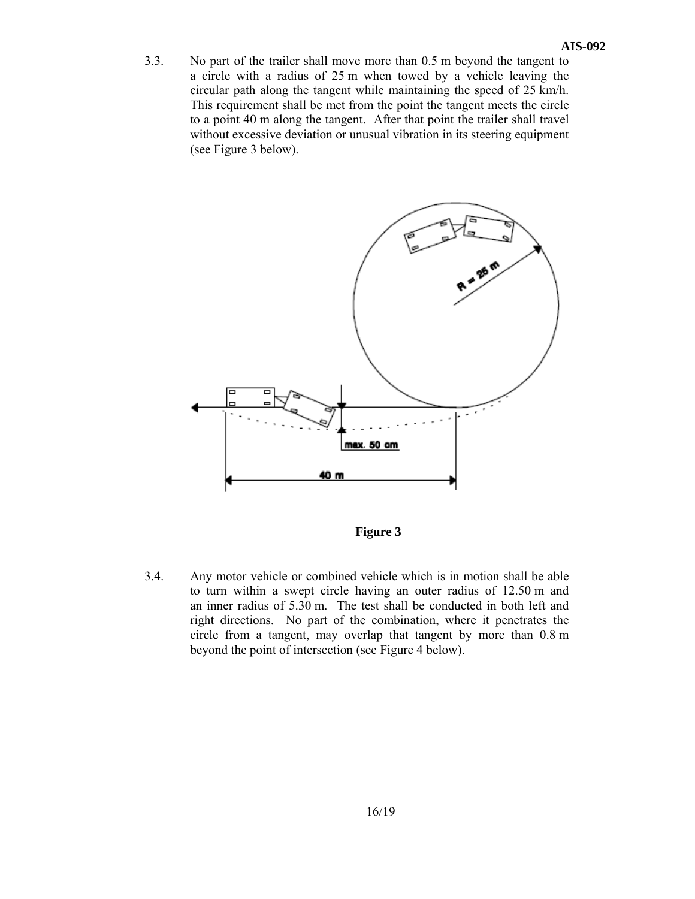3.3. No part of the trailer shall move more than 0.5 m beyond the tangent to a circle with a radius of 25 m when towed by a vehicle leaving the circular path along the tangent while maintaining the speed of 25 km/h. This requirement shall be met from the point the tangent meets the circle to a point 40 m along the tangent. After that point the trailer shall travel without excessive deviation or unusual vibration in its steering equipment (see Figure 3 below).

**Figure 3**

3.4. Any motor vehicle or combined vehicle which is in motion shall be able to turn within a swept circle having an outer radius of 12.50 m and an inner radius of 5.30 m. The test shall be conducted in both left and right directions. No part of the combination, where it penetrates the circle from a tangent, may overlap that tangent by more than 0.8 m beyond the point of intersection (see Figure 4 below).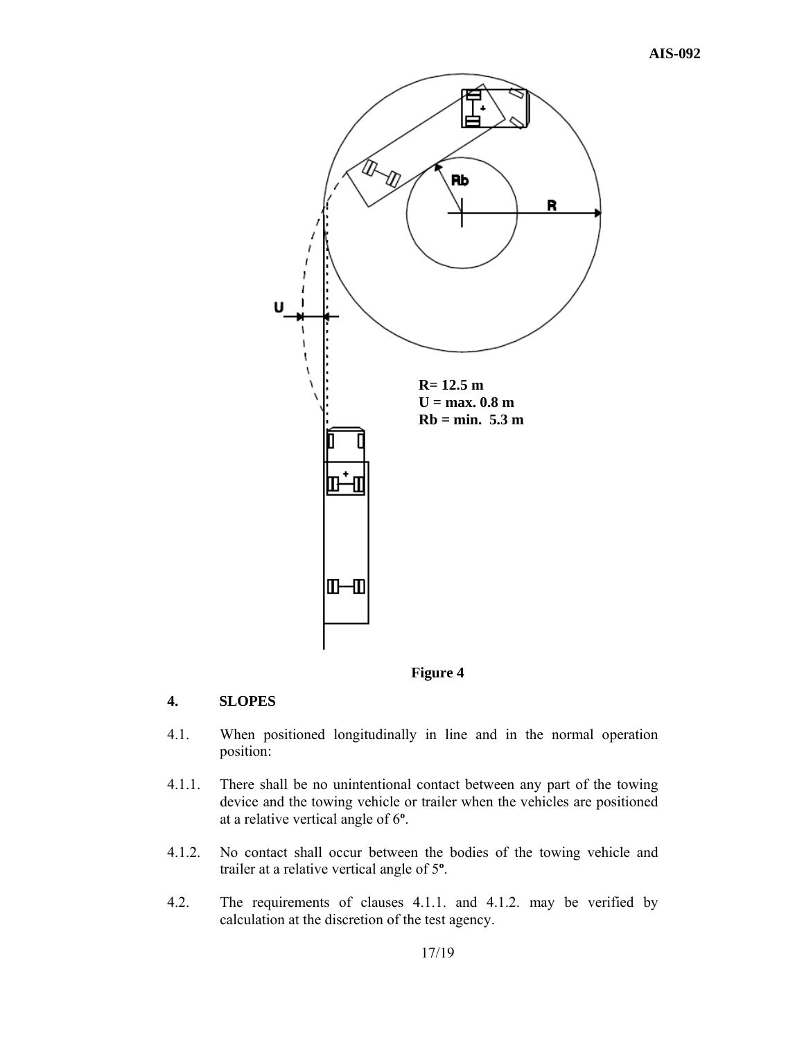R= 12.5 m
U = max. 0.8 m
Rb = min. 5.3 m

**Figure 4**

## 4. SLOPES

4.1. When positioned longitudinally in line and in the normal operation position:

4.1.1. There shall be no unintentional contact between any part of the towing device and the towing vehicle or trailer when the vehicles are positioned at a relative vertical angle of 6º.

4.1.2. No contact shall occur between the bodies of the towing vehicle and trailer at a relative vertical angle of 5º.

4.2. The requirements of clauses 4.1.1. and 4.1.2. may be verified by calculation at the discretion of the test agency.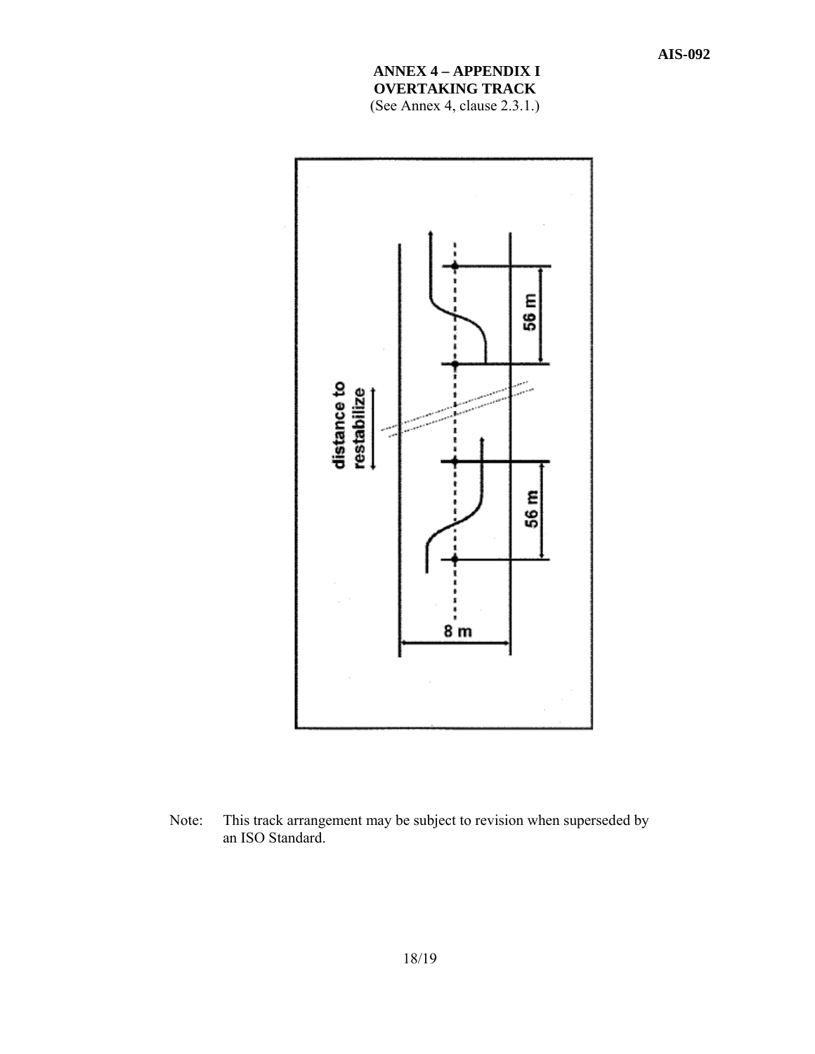## ANNEX 4 – APPENDIX I
## OVERTAKING TRACK

(See Annex 4, clause 2.3.1.)

distance to restabilize

56 m

56 m

8 m

Note: This track arrangement may be subject to revision when superseded by an ISO Standard.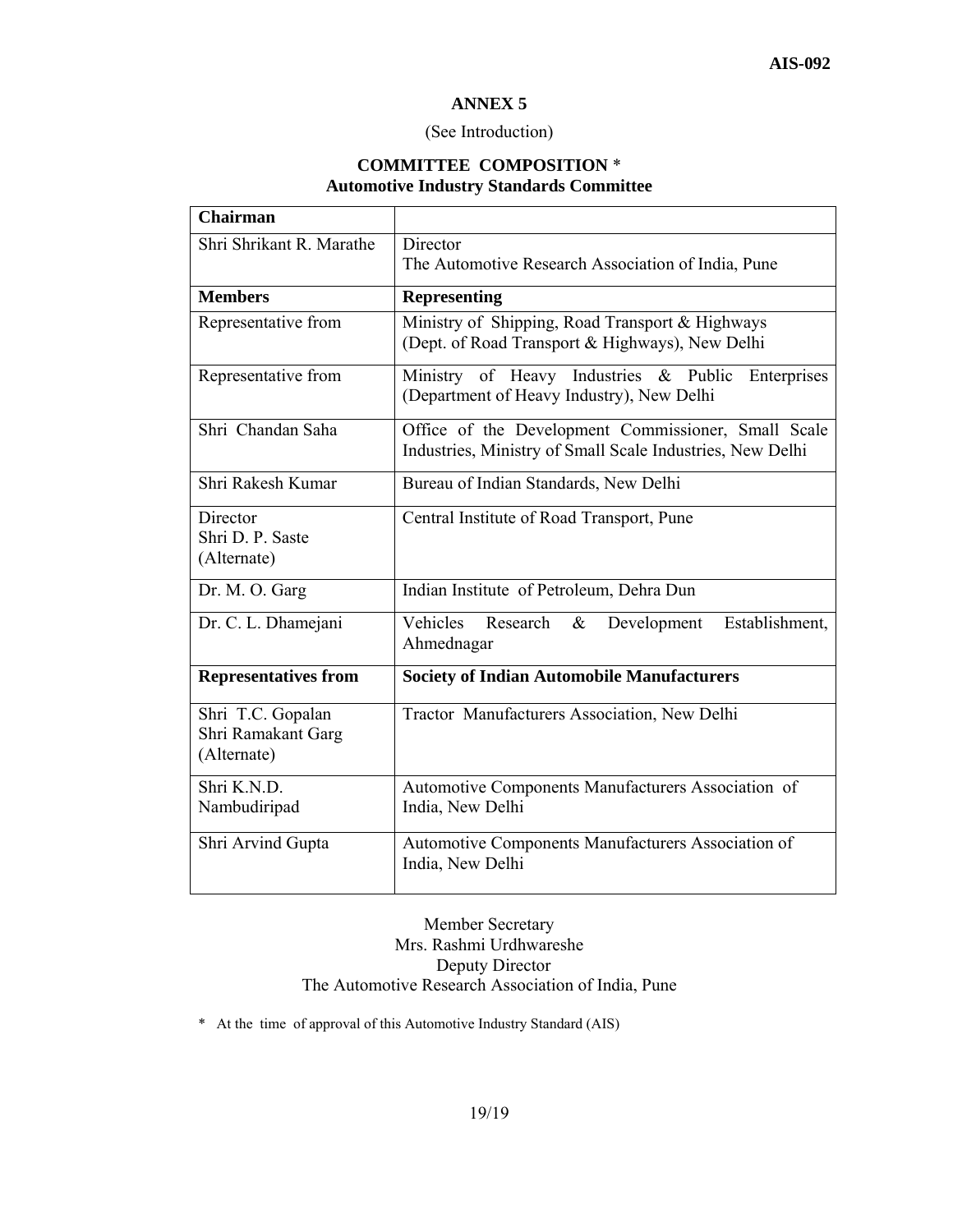## ANNEX 5

(See Introduction)

### COMMITTEE COMPOSITION *
### Automotive Industry Standards Committee

| **Chairman** | |
|---|---|
| Shri Shrikant R. Marathe | Director<br>The Automotive Research Association of India, Pune |
| **Members** | **Representing** |
| Representative from | Ministry of Shipping, Road Transport & Highways (Dept. of Road Transport & Highways), New Delhi |
| Representative from | Ministry of Heavy Industries & Public Enterprises (Department of Heavy Industry), New Delhi |
| Shri Chandan Saha | Office of the Development Commissioner, Small Scale Industries, Ministry of Small Scale Industries, New Delhi |
| Shri Rakesh Kumar | Bureau of Indian Standards, New Delhi |
| Director<br>Shri D. P. Saste (Alternate) | Central Institute of Road Transport, Pune |
| Dr. M. O. Garg | Indian Institute of Petroleum, Dehra Dun |
| Dr. C. L. Dhamejani | Vehicles Research & Development Establishment, Ahmednagar |
| **Representatives from** | **Society of Indian Automobile Manufacturers** |
| Shri T.C. Gopalan<br>Shri Ramakant Garg (Alternate) | Tractor Manufacturers Association, New Delhi |
| Shri K.N.D. Nambudiripad | Automotive Components Manufacturers Association of India, New Delhi |
| Shri Arvind Gupta | Automotive Components Manufacturers Association of India, New Delhi |

Member Secretary
Mrs. Rashmi Urdhwareshe
Deputy Director
The Automotive Research Association of India, Pune

* At the time of approval of this Automotive Industry Standard (AIS)